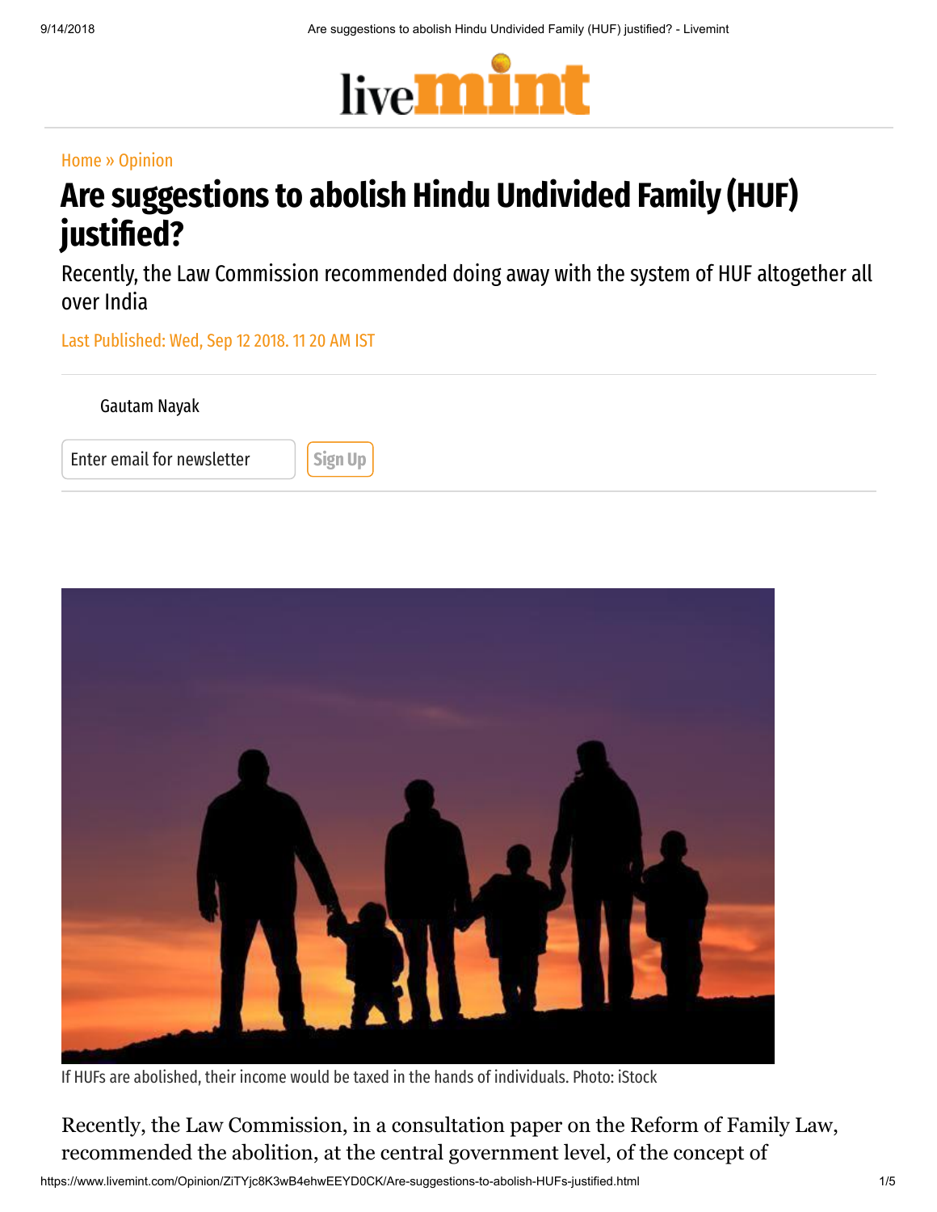Home » Opinion

# Are suggestions to abolish Hindu Undivided Family (HUF) justified?

Recently, the Law Commission recommended doing away with the system of HUF altogether all over India

Last Published: Wed, Sep 12 2018. 11 20 AM IST

Gautam Nayak

If HUFs are abolished, their income would be taxed in the hands of individuals. Photo: iStock

Recently, the Law Commission, in a consultation paper on the Reform of Family Law, recommended the abolition, at the central government level, of the concept of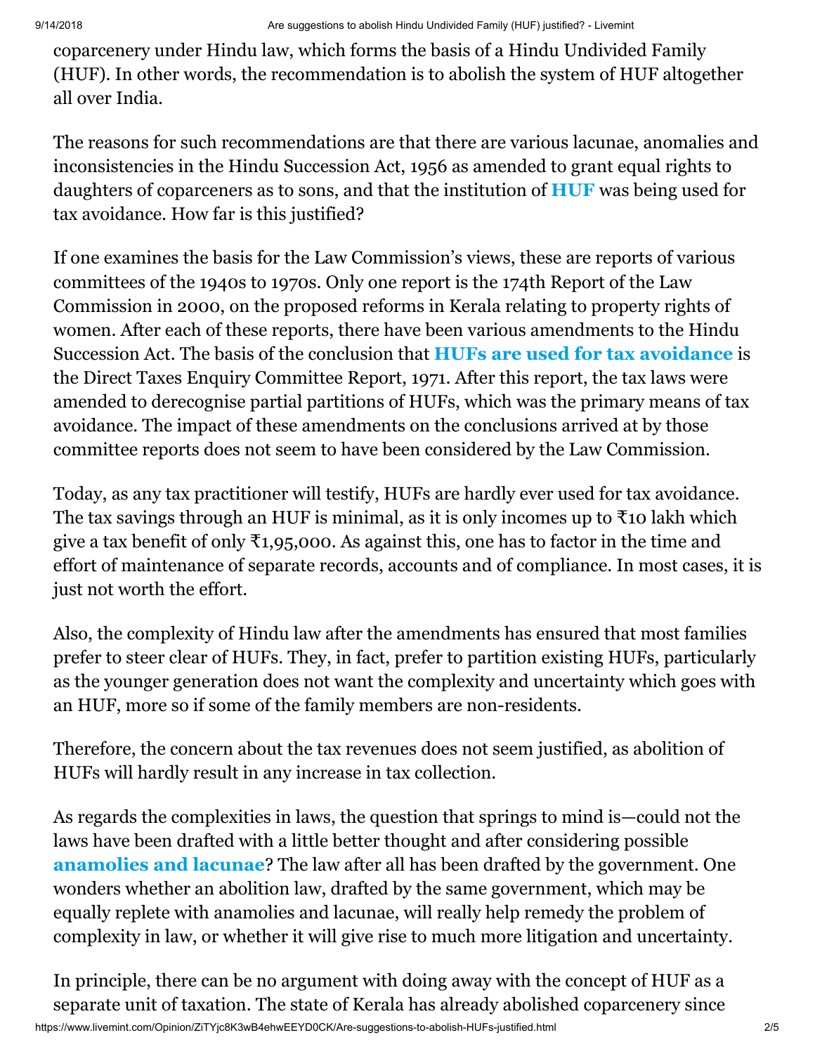coparcenery under Hindu law, which forms the basis of a Hindu Undivided Family (HUF). In other words, the recommendation is to abolish the system of HUF altogether all over India.

The reasons for such recommendations are that there are various lacunae, anomalies and inconsistencies in the Hindu Succession Act, 1956 as amended to grant equal rights to daughters of coparceners as to sons, and that the institution of **HUF** was being used for tax avoidance. How far is this justified?

If one examines the basis for the Law Commission's views, these are reports of various committees of the 1940s to 1970s. Only one report is the 174th Report of the Law Commission in 2000, on the proposed reforms in Kerala relating to property rights of women. After each of these reports, there have been various amendments to the Hindu Succession Act. The basis of the conclusion that **HUFs are used for tax avoidance** is the Direct Taxes Enquiry Committee Report, 1971. After this report, the tax laws were amended to derecognise partial partitions of HUFs, which was the primary means of tax avoidance. The impact of these amendments on the conclusions arrived at by those committee reports does not seem to have been considered by the Law Commission.

Today, as any tax practitioner will testify, HUFs are hardly ever used for tax avoidance. The tax savings through an HUF is minimal, as it is only incomes up to ₹10 lakh which give a tax benefit of only ₹1,95,000. As against this, one has to factor in the time and effort of maintenance of separate records, accounts and of compliance. In most cases, it is just not worth the effort.

Also, the complexity of Hindu law after the amendments has ensured that most families prefer to steer clear of HUFs. They, in fact, prefer to partition existing HUFs, particularly as the younger generation does not want the complexity and uncertainty which goes with an HUF, more so if some of the family members are non-residents.

Therefore, the concern about the tax revenues does not seem justified, as abolition of HUFs will hardly result in any increase in tax collection.

As regards the complexities in laws, the question that springs to mind is—could not the laws have been drafted with a little better thought and after considering possible **anamolies and lacunae**? The law after all has been drafted by the government. One wonders whether an abolition law, drafted by the same government, which may be equally replete with anamolies and lacunae, will really help remedy the problem of complexity in law, or whether it will give rise to much more litigation and uncertainty.

In principle, there can be no argument with doing away with the concept of HUF as a separate unit of taxation. The state of Kerala has already abolished coparcenery since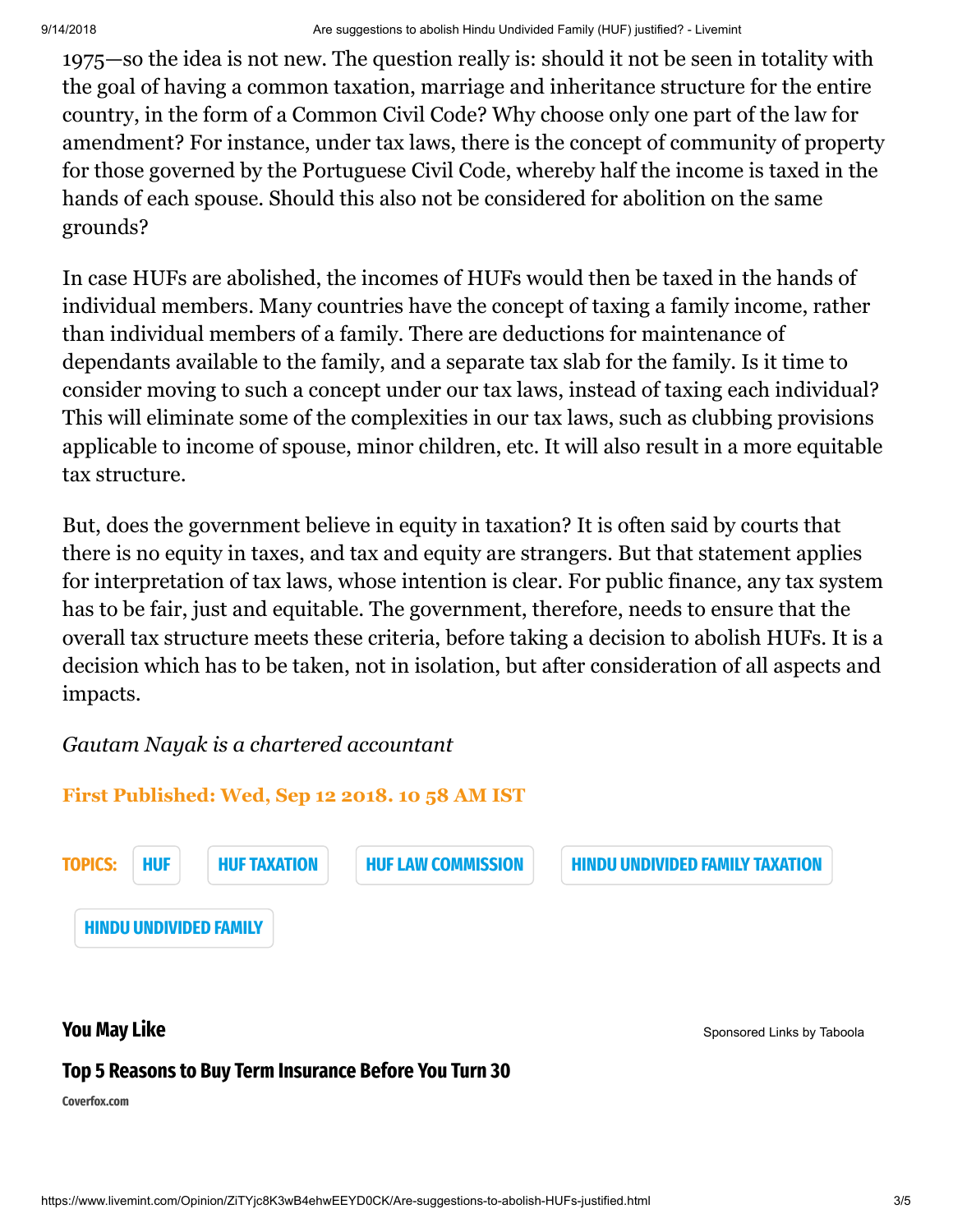1975—so the idea is not new. The question really is: should it not be seen in totality with the goal of having a common taxation, marriage and inheritance structure for the entire country, in the form of a Common Civil Code? Why choose only one part of the law for amendment? For instance, under tax laws, there is the concept of community of property for those governed by the Portuguese Civil Code, whereby half the income is taxed in the hands of each spouse. Should this also not be considered for abolition on the same grounds?

In case HUFs are abolished, the incomes of HUFs would then be taxed in the hands of individual members. Many countries have the concept of taxing a family income, rather than individual members of a family. There are deductions for maintenance of dependants available to the family, and a separate tax slab for the family. Is it time to consider moving to such a concept under our tax laws, instead of taxing each individual? This will eliminate some of the complexities in our tax laws, such as clubbing provisions applicable to income of spouse, minor children, etc. It will also result in a more equitable tax structure.

But, does the government believe in equity in taxation? It is often said by courts that there is no equity in taxes, and tax and equity are strangers. But that statement applies for interpretation of tax laws, whose intention is clear. For public finance, any tax system has to be fair, just and equitable. The government, therefore, needs to ensure that the overall tax structure meets these criteria, before taking a decision to abolish HUFs. It is a decision which has to be taken, not in isolation, but after consideration of all aspects and impacts.

*Gautam Nayak is a chartered accountant*

**First Published: Wed, Sep 12 2018. 10 58 AM IST**

**TOPICS:** HUF | HUF TAXATION | HUF LAW COMMISSION | HINDU UNDIVIDED FAMILY TAXATION | HINDU UNDIVIDED FAMILY

## You May Like

Sponsored Links by Taboola

### Top 5 Reasons to Buy Term Insurance Before You Turn 30

Coverfox.com